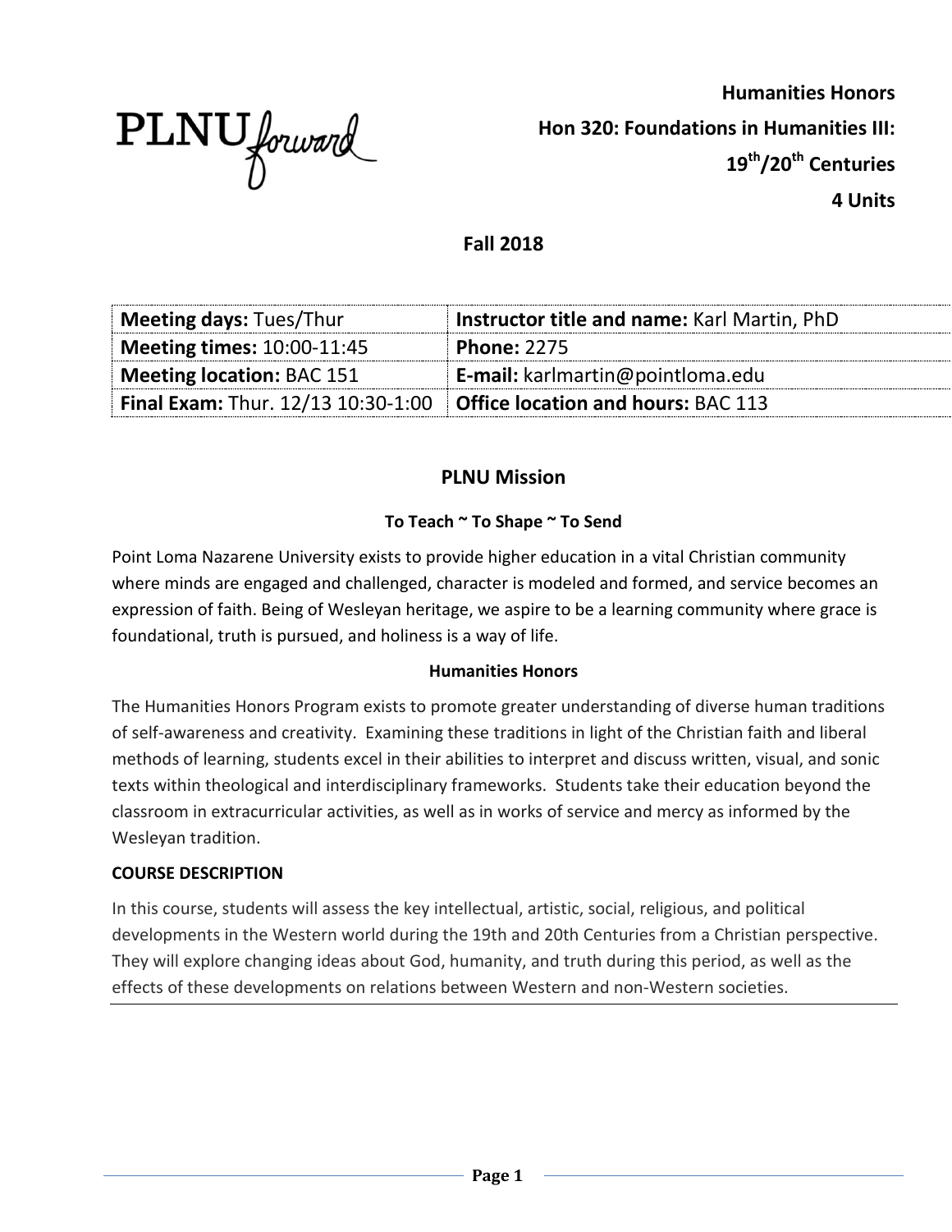PLNU forward

**Humanities Honors**

**Hon 320: Foundations in Humanities III: 19th/20th Centuries**

**4 Units**

**Fall 2018**

| **Meeting days:** Tues/Thur | **Instructor title and name:** Karl Martin, PhD |
|---|---|
| **Meeting times:** 10:00-11:45 | **Phone:** 2275 |
| **Meeting location:** BAC 151 | **E-mail:** karlmartin@pointloma.edu |
| **Final Exam:** Thur. 12/13 10:30-1:00 | **Office location and hours:** BAC 113 |

## PLNU Mission

**To Teach ~ To Shape ~ To Send**

Point Loma Nazarene University exists to provide higher education in a vital Christian community where minds are engaged and challenged, character is modeled and formed, and service becomes an expression of faith. Being of Wesleyan heritage, we aspire to be a learning community where grace is foundational, truth is pursued, and holiness is a way of life.

**Humanities Honors**

The Humanities Honors Program exists to promote greater understanding of diverse human traditions of self-awareness and creativity. Examining these traditions in light of the Christian faith and liberal methods of learning, students excel in their abilities to interpret and discuss written, visual, and sonic texts within theological and interdisciplinary frameworks. Students take their education beyond the classroom in extracurricular activities, as well as in works of service and mercy as informed by the Wesleyan tradition.

**COURSE DESCRIPTION**

In this course, students will assess the key intellectual, artistic, social, religious, and political developments in the Western world during the 19th and 20th Centuries from a Christian perspective. They will explore changing ideas about God, humanity, and truth during this period, as well as the effects of these developments on relations between Western and non-Western societies.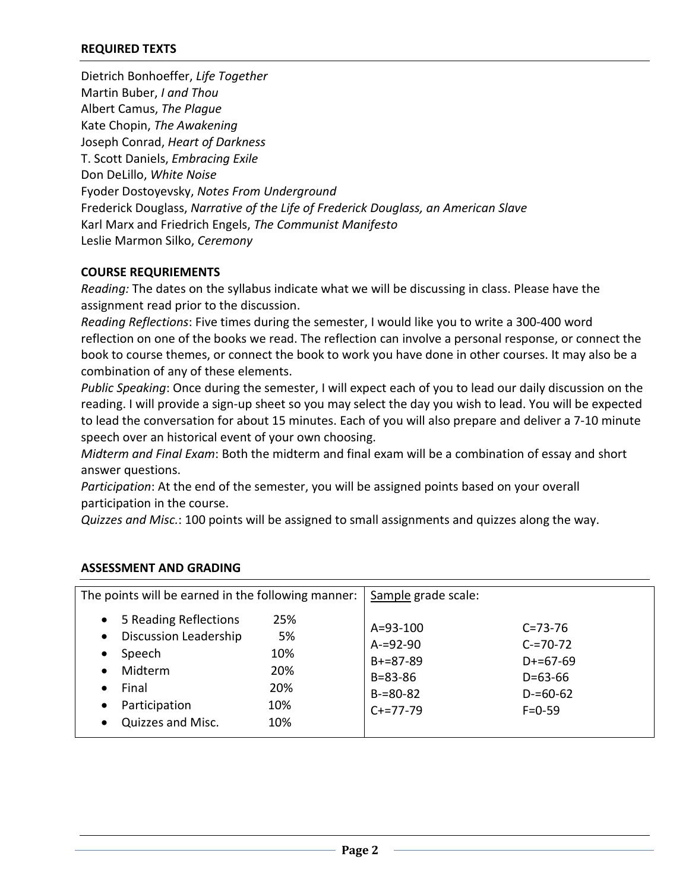## REQUIRED TEXTS

Dietrich Bonhoeffer, *Life Together*
Martin Buber, *I and Thou*
Albert Camus, *The Plague*
Kate Chopin, *The Awakening*
Joseph Conrad, *Heart of Darkness*
T. Scott Daniels, *Embracing Exile*
Don DeLillo, *White Noise*
Fyoder Dostoyevsky, *Notes From Underground*
Frederick Douglass, *Narrative of the Life of Frederick Douglass, an American Slave*
Karl Marx and Friedrich Engels, *The Communist Manifesto*
Leslie Marmon Silko, *Ceremony*

## COURSE REQURIEMENTS

*Reading:* The dates on the syllabus indicate what we will be discussing in class. Please have the assignment read prior to the discussion.

*Reading Reflections*: Five times during the semester, I would like you to write a 300-400 word reflection on one of the books we read. The reflection can involve a personal response, or connect the book to course themes, or connect the book to work you have done in other courses. It may also be a combination of any of these elements.

*Public Speaking*: Once during the semester, I will expect each of you to lead our daily discussion on the reading. I will provide a sign-up sheet so you may select the day you wish to lead. You will be expected to lead the conversation for about 15 minutes. Each of you will also prepare and deliver a 7-10 minute speech over an historical event of your own choosing.

*Midterm and Final Exam*: Both the midterm and final exam will be a combination of essay and short answer questions.

*Participation*: At the end of the semester, you will be assigned points based on your overall participation in the course.

*Quizzes and Misc.*: 100 points will be assigned to small assignments and quizzes along the way.

## ASSESSMENT AND GRADING

| The points will be earned in the following manner: | | Sample grade scale: | |
|---|---|---|---|
| • 5 Reading Reflections | 25% | A=93-100 | C=73-76 |
| • Discussion Leadership | 5% | A-=92-90 | C-=70-72 |
| • Speech | 10% | B+=87-89 | D+=67-69 |
| • Midterm | 20% | B=83-86 | D=63-66 |
| • Final | 20% | B-=80-82 | D-=60-62 |
| • Participation | 10% | C+=77-79 | F=0-59 |
| • Quizzes and Misc. | 10% | | |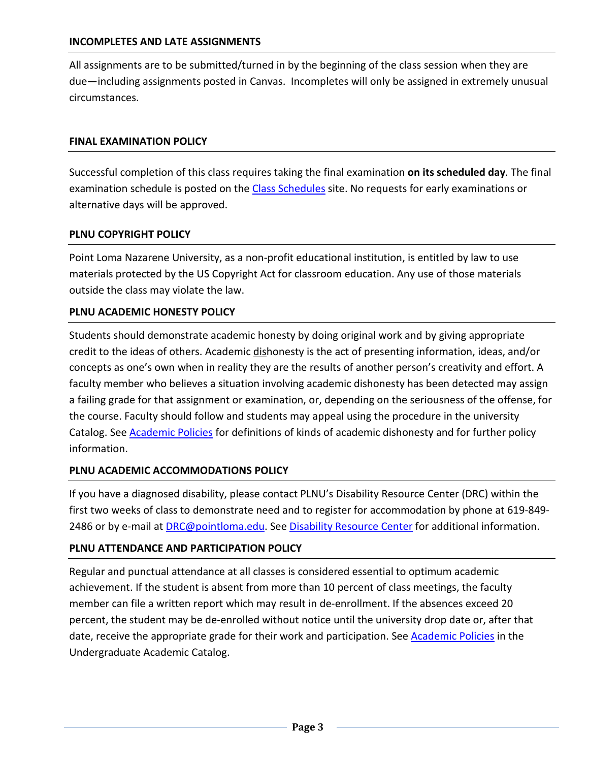### INCOMPLETES AND LATE ASSIGNMENTS

All assignments are to be submitted/turned in by the beginning of the class session when they are due—including assignments posted in Canvas. Incompletes will only be assigned in extremely unusual circumstances.

### FINAL EXAMINATION POLICY

Successful completion of this class requires taking the final examination **on its scheduled day**. The final examination schedule is posted on the [Class Schedules](#) site. No requests for early examinations or alternative days will be approved.

### PLNU COPYRIGHT POLICY

Point Loma Nazarene University, as a non-profit educational institution, is entitled by law to use materials protected by the US Copyright Act for classroom education. Any use of those materials outside the class may violate the law.

### PLNU ACADEMIC HONESTY POLICY

Students should demonstrate academic honesty by doing original work and by giving appropriate credit to the ideas of others. Academic dishonesty is the act of presenting information, ideas, and/or concepts as one's own when in reality they are the results of another person's creativity and effort. A faculty member who believes a situation involving academic dishonesty has been detected may assign a failing grade for that assignment or examination, or, depending on the seriousness of the offense, for the course. Faculty should follow and students may appeal using the procedure in the university Catalog. See [Academic Policies](#) for definitions of kinds of academic dishonesty and for further policy information.

### PLNU ACADEMIC ACCOMMODATIONS POLICY

If you have a diagnosed disability, please contact PLNU's Disability Resource Center (DRC) within the first two weeks of class to demonstrate need and to register for accommodation by phone at 619-849-2486 or by e-mail at [DRC@pointloma.edu](mailto:DRC@pointloma.edu). See [Disability Resource Center](#) for additional information.

### PLNU ATTENDANCE AND PARTICIPATION POLICY

Regular and punctual attendance at all classes is considered essential to optimum academic achievement. If the student is absent from more than 10 percent of class meetings, the faculty member can file a written report which may result in de-enrollment. If the absences exceed 20 percent, the student may be de-enrolled without notice until the university drop date or, after that date, receive the appropriate grade for their work and participation. See [Academic Policies](#) in the Undergraduate Academic Catalog.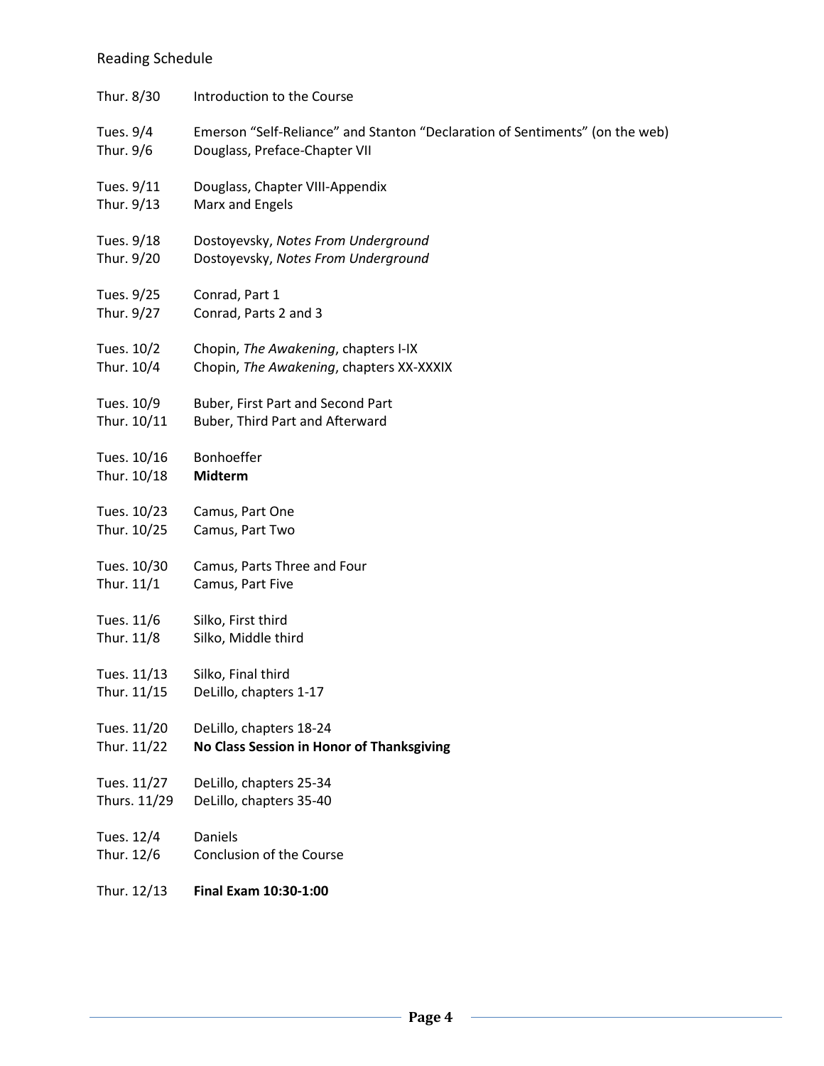## Reading Schedule

| | |
|---|---|
| Thur. 8/30 | Introduction to the Course |
| Tues. 9/4 | Emerson "Self-Reliance" and Stanton "Declaration of Sentiments" (on the web) |
| Thur. 9/6 | Douglass, Preface-Chapter VII |
| Tues. 9/11 | Douglass, Chapter VIII-Appendix |
| Thur. 9/13 | Marx and Engels |
| Tues. 9/18 | Dostoyevsky, *Notes From Underground* |
| Thur. 9/20 | Dostoyevsky, *Notes From Underground* |
| Tues. 9/25 | Conrad, Part 1 |
| Thur. 9/27 | Conrad, Parts 2 and 3 |
| Tues. 10/2 | Chopin, *The Awakening*, chapters I-IX |
| Thur. 10/4 | Chopin, *The Awakening*, chapters XX-XXXIX |
| Tues. 10/9 | Buber, First Part and Second Part |
| Thur. 10/11 | Buber, Third Part and Afterward |
| Tues. 10/16 | Bonhoeffer |
| Thur. 10/18 | **Midterm** |
| Tues. 10/23 | Camus, Part One |
| Thur. 10/25 | Camus, Part Two |
| Tues. 10/30 | Camus, Parts Three and Four |
| Thur. 11/1 | Camus, Part Five |
| Tues. 11/6 | Silko, First third |
| Thur. 11/8 | Silko, Middle third |
| Tues. 11/13 | Silko, Final third |
| Thur. 11/15 | DeLillo, chapters 1-17 |
| Tues. 11/20 | DeLillo, chapters 18-24 |
| Thur. 11/22 | **No Class Session in Honor of Thanksgiving** |
| Tues. 11/27 | DeLillo, chapters 25-34 |
| Thurs. 11/29 | DeLillo, chapters 35-40 |
| Tues. 12/4 | Daniels |
| Thur. 12/6 | Conclusion of the Course |
| Thur. 12/13 | **Final Exam 10:30-1:00** |